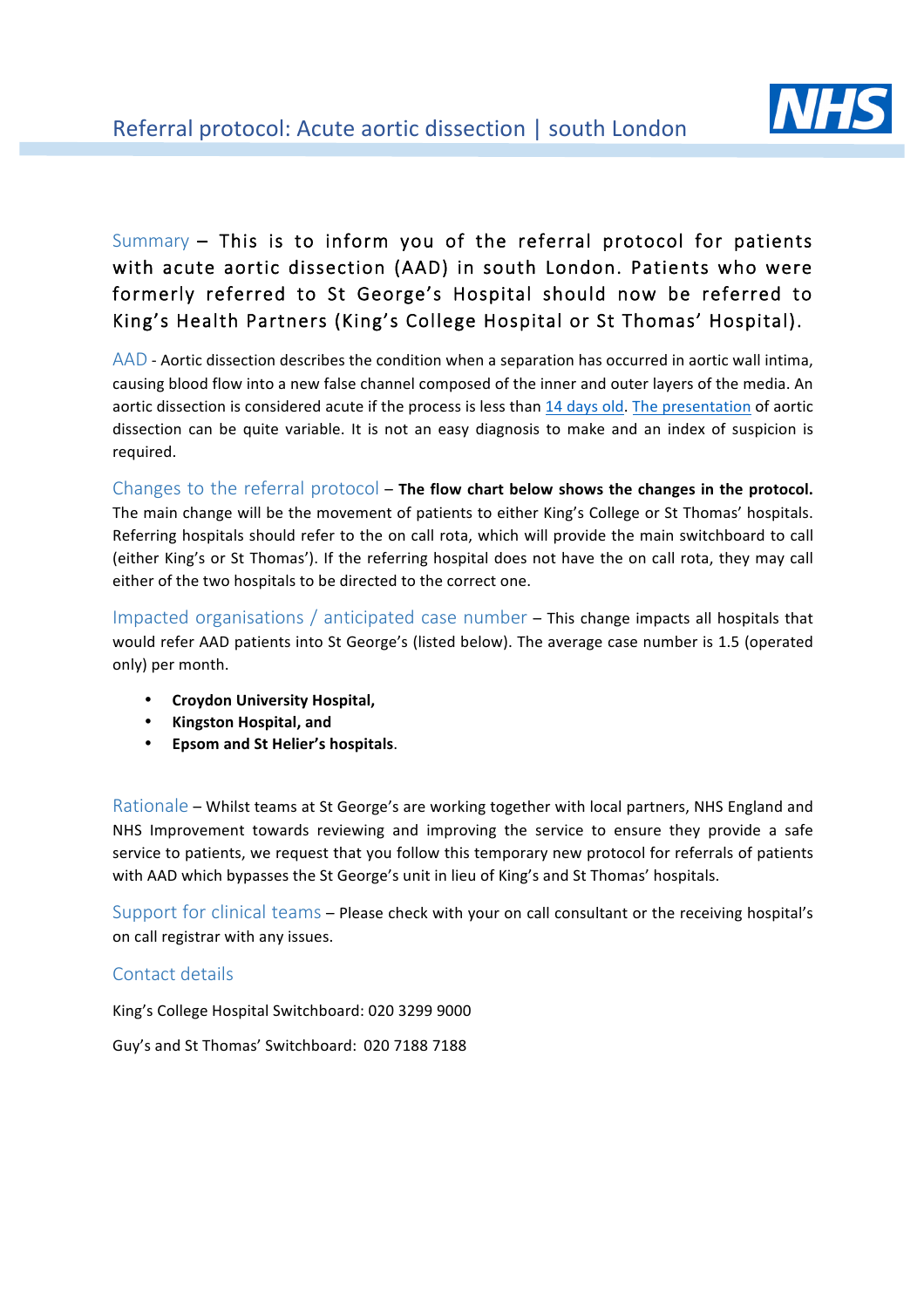# Referral protocol: Acute aortic dissection | south London

**Summary** – This is to inform you of the referral protocol for patients with acute aortic dissection (AAD) in south London. Patients who were formerly referred to St George's Hospital should now be referred to King's Health Partners (King's College Hospital or St Thomas' Hospital).

**AAD** - Aortic dissection describes the condition when a separation has occurred in aortic wall intima, causing blood flow into a new false channel composed of the inner and outer layers of the media. An aortic dissection is considered acute if the process is less than 14 days old. The presentation of aortic dissection can be quite variable. It is not an easy diagnosis to make and an index of suspicion is required.

**Changes to the referral protocol** – **The flow chart below shows the changes in the protocol.** The main change will be the movement of patients to either King's College or St Thomas' hospitals. Referring hospitals should refer to the on call rota, which will provide the main switchboard to call (either King's or St Thomas'). If the referring hospital does not have the on call rota, they may call either of the two hospitals to be directed to the correct one.

**Impacted organisations / anticipated case number** – This change impacts all hospitals that would refer AAD patients into St George's (listed below). The average case number is 1.5 (operated only) per month.

- **Croydon University Hospital,**
- **Kingston Hospital, and**
- **Epsom and St Helier's hospitals**.

**Rationale** – Whilst teams at St George's are working together with local partners, NHS England and NHS Improvement towards reviewing and improving the service to ensure they provide a safe service to patients, we request that you follow this temporary new protocol for referrals of patients with AAD which bypasses the St George's unit in lieu of King's and St Thomas' hospitals.

**Support for clinical teams** – Please check with your on call consultant or the receiving hospital's on call registrar with any issues.

**Contact details**

King's College Hospital Switchboard: 020 3299 9000

Guy's and St Thomas' Switchboard: 020 7188 7188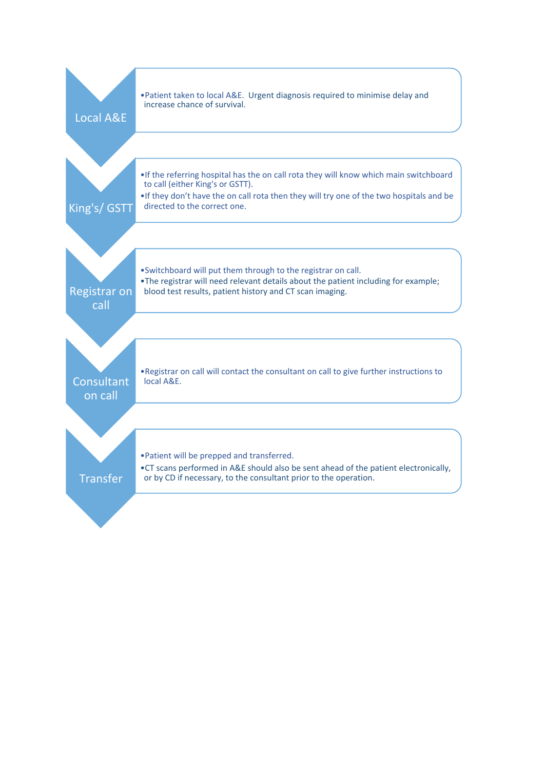**Local A&E**

- Patient taken to local A&E. Urgent diagnosis required to minimise delay and increase chance of survival.

**King's/ GSTT**

- If the referring hospital has the on call rota they will know which main switchboard to call (either King's or GSTT).
- If they don't have the on call rota then they will try one of the two hospitals and be directed to the correct one.

**Registrar on call**

- Switchboard will put them through to the registrar on call.
- The registrar will need relevant details about the patient including for example; blood test results, patient history and CT scan imaging.

**Consultant on call**

- Registrar on call will contact the consultant on call to give further instructions to local A&E.

**Transfer**

- Patient will be prepped and transferred.
- CT scans performed in A&E should also be sent ahead of the patient electronically, or by CD if necessary, to the consultant prior to the operation.